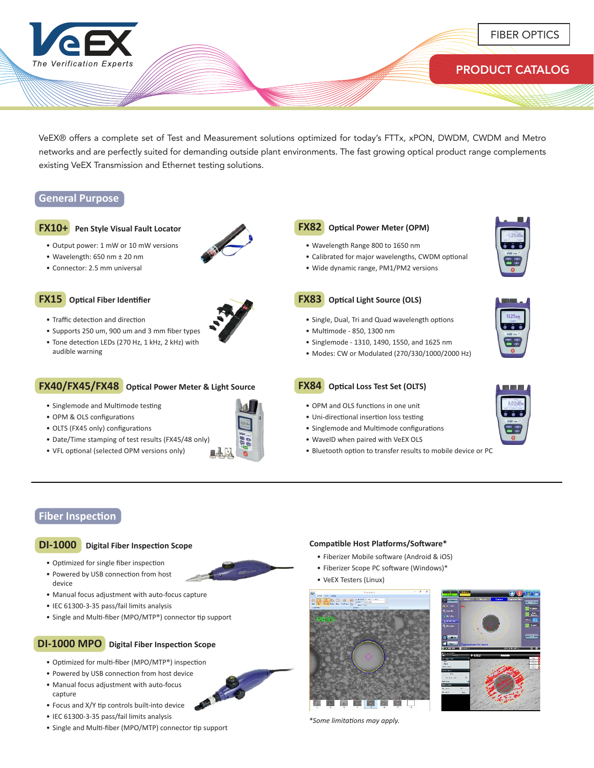# VeEX – The Verification Experts

FIBER OPTICS

PRODUCT CATALOG

VeEX® offers a complete set of Test and Measurement solutions optimized for today's FTTx, xPON, DWDM, CWDM and Metro networks and are perfectly suited for demanding outside plant environments. The fast growing optical product range complements existing VeEX Transmission and Ethernet testing solutions.

## General Purpose

### FX10+ Pen Style Visual Fault Locator

- Output power: 1 mW or 10 mW versions
- Wavelength: 650 nm ± 20 nm
- Connector: 2.5 mm universal

### FX15 Optical Fiber Identifier

- Traffic detection and direction
- Supports 250 um, 900 um and 3 mm fiber types
- Tone detection LEDs (270 Hz, 1 kHz, 2 kHz) with audible warning

### FX40/FX45/FX48 Optical Power Meter & Light Source

- Singlemode and Multimode testing
- OPM & OLS configurations
- OLTS (FX45 only) configurations
- Date/Time stamping of test results (FX45/48 only)
- VFL optional (selected OPM versions only)

### FX82 Optical Power Meter (OPM)

- Wavelength Range 800 to 1650 nm
- Calibrated for major wavelengths, CWDM optional
- Wide dynamic range, PM1/PM2 versions

### FX83 Optical Light Source (OLS)

- Single, Dual, Tri and Quad wavelength options
- Multimode - 850, 1300 nm
- Singlemode - 1310, 1490, 1550, and 1625 nm
- Modes: CW or Modulated (270/330/1000/2000 Hz)

### FX84 Optical Loss Test Set (OLTS)

- OPM and OLS functions in one unit
- Uni-directional insertion loss testing
- Singlemode and Multimode configurations
- WaveID when paired with VeEX OLS
- Bluetooth option to transfer results to mobile device or PC

## Fiber Inspection

### DI-1000 Digital Fiber Inspection Scope

- Optimized for single fiber inspection
- Powered by USB connection from host device
- Manual focus adjustment with auto-focus capture
- IEC 61300-3-35 pass/fail limits analysis
- Single and Multi-fiber (MPO/MTP®) connector tip support

### DI-1000 MPO Digital Fiber Inspection Scope

- Optimized for multi-fiber (MPO/MTP®) inspection
- Powered by USB connection from host device
- Manual focus adjustment with auto-focus capture
- Focus and X/Y tip controls built-into device
- IEC 61300-3-35 pass/fail limits analysis
- Single and Multi-fiber (MPO/MTP) connector tip support

### Compatible Host Platforms/Software*

- Fiberizer Mobile software (Android & iOS)
- Fiberizer Scope PC software (Windows)*
- VeEX Testers (Linux)

*Some limitations may apply.*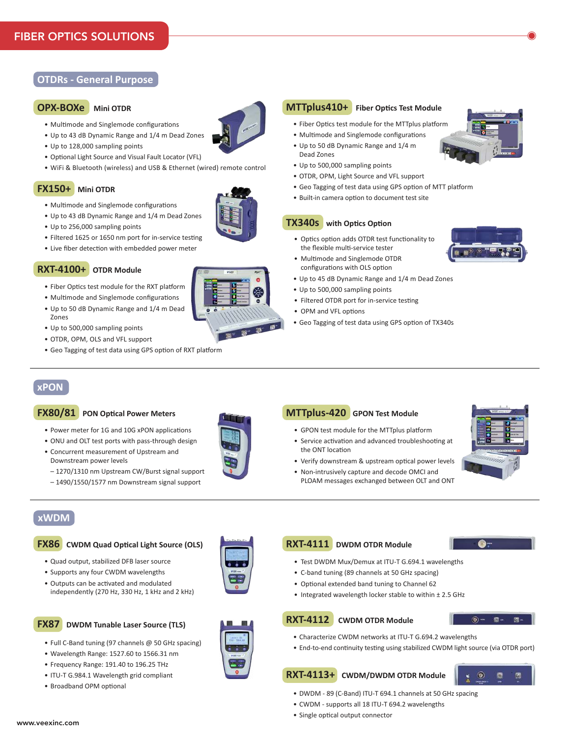# FIBER OPTICS SOLUTIONS

## OTDRs - General Purpose

### OPX-BOXe Mini OTDR

- Multimode and Singlemode configurations
- Up to 43 dB Dynamic Range and 1/4 m Dead Zones
- Up to 128,000 sampling points
- Optional Light Source and Visual Fault Locator (VFL)
- WiFi & Bluetooth (wireless) and USB & Ethernet (wired) remote control

### FX150+ Mini OTDR

- Multimode and Singlemode configurations
- Up to 43 dB Dynamic Range and 1/4 m Dead Zones
- Up to 256,000 sampling points
- Filtered 1625 or 1650 nm port for in-service testing
- Live fiber detection with embedded power meter

### RXT-4100+ OTDR Module

- Fiber Optics test module for the RXT platform
- Multimode and Singlemode configurations
- Up to 50 dB Dynamic Range and 1/4 m Dead Zones
- Up to 500,000 sampling points
- OTDR, OPM, OLS and VFL support
- Geo Tagging of test data using GPS option of RXT platform

### MTTplus410+ Fiber Optics Test Module

- Fiber Optics test module for the MTTplus platform
- Multimode and Singlemode configurations
- Up to 50 dB Dynamic Range and 1/4 m Dead Zones
- Up to 500,000 sampling points
- OTDR, OPM, Light Source and VFL support
- Geo Tagging of test data using GPS option of MTT platform
- Built-in camera option to document test site

### TX340s with Optics Option

- Optics option adds OTDR test functionality to the flexible multi-service tester
- Multimode and Singlemode OTDR configurations with OLS option
- Up to 45 dB Dynamic Range and 1/4 m Dead Zones
- Up to 500,000 sampling points
- Filtered OTDR port for in-service testing
- OPM and VFL options
- Geo Tagging of test data using GPS option of TX340s

## xPON

### FX80/81 PON Optical Power Meters

- Power meter for 1G and 10G xPON applications
- ONU and OLT test ports with pass-through design
- Concurrent measurement of Upstream and Downstream power levels
  - 1270/1310 nm Upstream CW/Burst signal support
  - 1490/1550/1577 nm Downstream signal support

### MTTplus-420 GPON Test Module

- GPON test module for the MTTplus platform
- Service activation and advanced troubleshooting at the ONT location
- Verify downstream & upstream optical power levels
- Non-intrusively capture and decode OMCI and PLOAM messages exchanged between OLT and ONT

## xWDM

### FX86 CWDM Quad Optical Light Source (OLS)

- Quad output, stabilized DFB laser source
- Supports any four CWDM wavelengths
- Outputs can be activated and modulated independently (270 Hz, 330 Hz, 1 kHz and 2 kHz)

### FX87 DWDM Tunable Laser Source (TLS)

- Full C-Band tuning (97 channels @ 50 GHz spacing)
- Wavelength Range: 1527.60 to 1566.31 nm
- Frequency Range: 191.40 to 196.25 THz
- ITU-T G.984.1 Wavelength grid compliant
- Broadband OPM optional

### RXT-4111 DWDM OTDR Module

- Test DWDM Mux/Demux at ITU-T G.694.1 wavelengths
- C-band tuning (89 channels at 50 GHz spacing)
- Optional extended band tuning to Channel 62
- Integrated wavelength locker stable to within ± 2.5 GHz

### RXT-4112 CWDM OTDR Module

- Characterize CWDM networks at ITU-T G.694.2 wavelengths
- End-to-end continuity testing using stabilized CWDM light source (via OTDR port)

### RXT-4113+ CWDM/DWDM OTDR Module

- DWDM - 89 (C-Band) ITU-T 694.1 channels at 50 GHz spacing
- CWDM - supports all 18 ITU-T 694.2 wavelengths
- Single optical output connector

www.veexinc.com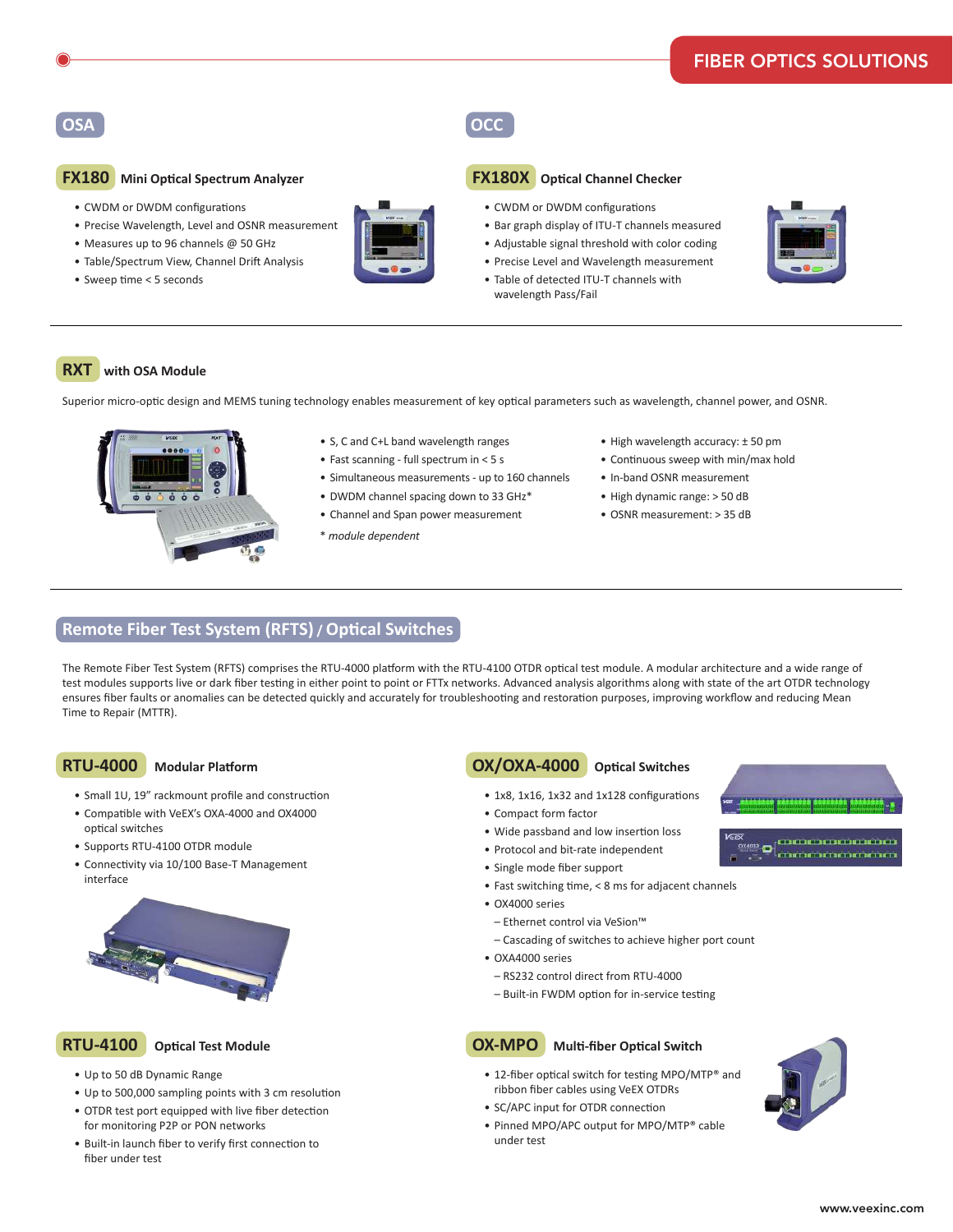## FIBER OPTICS SOLUTIONS

## OSA

### FX180 Mini Optical Spectrum Analyzer

- CWDM or DWDM configurations
- Precise Wavelength, Level and OSNR measurement
- Measures up to 96 channels @ 50 GHz
- Table/Spectrum View, Channel Drift Analysis
- Sweep time < 5 seconds

## OCC

### FX180X Optical Channel Checker

- CWDM or DWDM configurations
- Bar graph display of ITU-T channels measured
- Adjustable signal threshold with color coding
- Precise Level and Wavelength measurement
- Table of detected ITU-T channels with wavelength Pass/Fail

---

### RXT with OSA Module

Superior micro-optic design and MEMS tuning technology enables measurement of key optical parameters such as wavelength, channel power, and OSNR.

- S, C and C+L band wavelength ranges
- Fast scanning - full spectrum in < 5 s
- Simultaneous measurements - up to 160 channels
- DWDM channel spacing down to 33 GHz*
- Channel and Span power measurement

*\* module dependent*

- High wavelength accuracy: ± 50 pm
- Continuous sweep with min/max hold
- In-band OSNR measurement
- High dynamic range: > 50 dB
- OSNR measurement: > 35 dB

---

## Remote Fiber Test System (RFTS) / Optical Switches

The Remote Fiber Test System (RFTS) comprises the RTU-4000 platform with the RTU-4100 OTDR optical test module. A modular architecture and a wide range of test modules supports live or dark fiber testing in either point to point or FTTx networks. Advanced analysis algorithms along with state of the art OTDR technology ensures fiber faults or anomalies can be detected quickly and accurately for troubleshooting and restoration purposes, improving workflow and reducing Mean Time to Repair (MTTR).

### RTU-4000 Modular Platform

- Small 1U, 19" rackmount profile and construction
- Compatible with VeEX's OXA-4000 and OX4000 optical switches
- Supports RTU-4100 OTDR module
- Connectivity via 10/100 Base-T Management interface

### RTU-4100 Optical Test Module

- Up to 50 dB Dynamic Range
- Up to 500,000 sampling points with 3 cm resolution
- OTDR test port equipped with live fiber detection for monitoring P2P or PON networks
- Built-in launch fiber to verify first connection to fiber under test

### OX/OXA-4000 Optical Switches

- 1x8, 1x16, 1x32 and 1x128 configurations
- Compact form factor
- Wide passband and low insertion loss
- Protocol and bit-rate independent
- Single mode fiber support
- Fast switching time, < 8 ms for adjacent channels
- OX4000 series
  - Ethernet control via VeSion™
  - Cascading of switches to achieve higher port count
- OXA4000 series
  - RS232 control direct from RTU-4000
  - Built-in FWDM option for in-service testing

### OX-MPO Multi-fiber Optical Switch

- 12-fiber optical switch for testing MPO/MTP® and ribbon fiber cables using VeEX OTDRs
- SC/APC input for OTDR connection
- Pinned MPO/APC output for MPO/MTP® cable under test

www.veexinc.com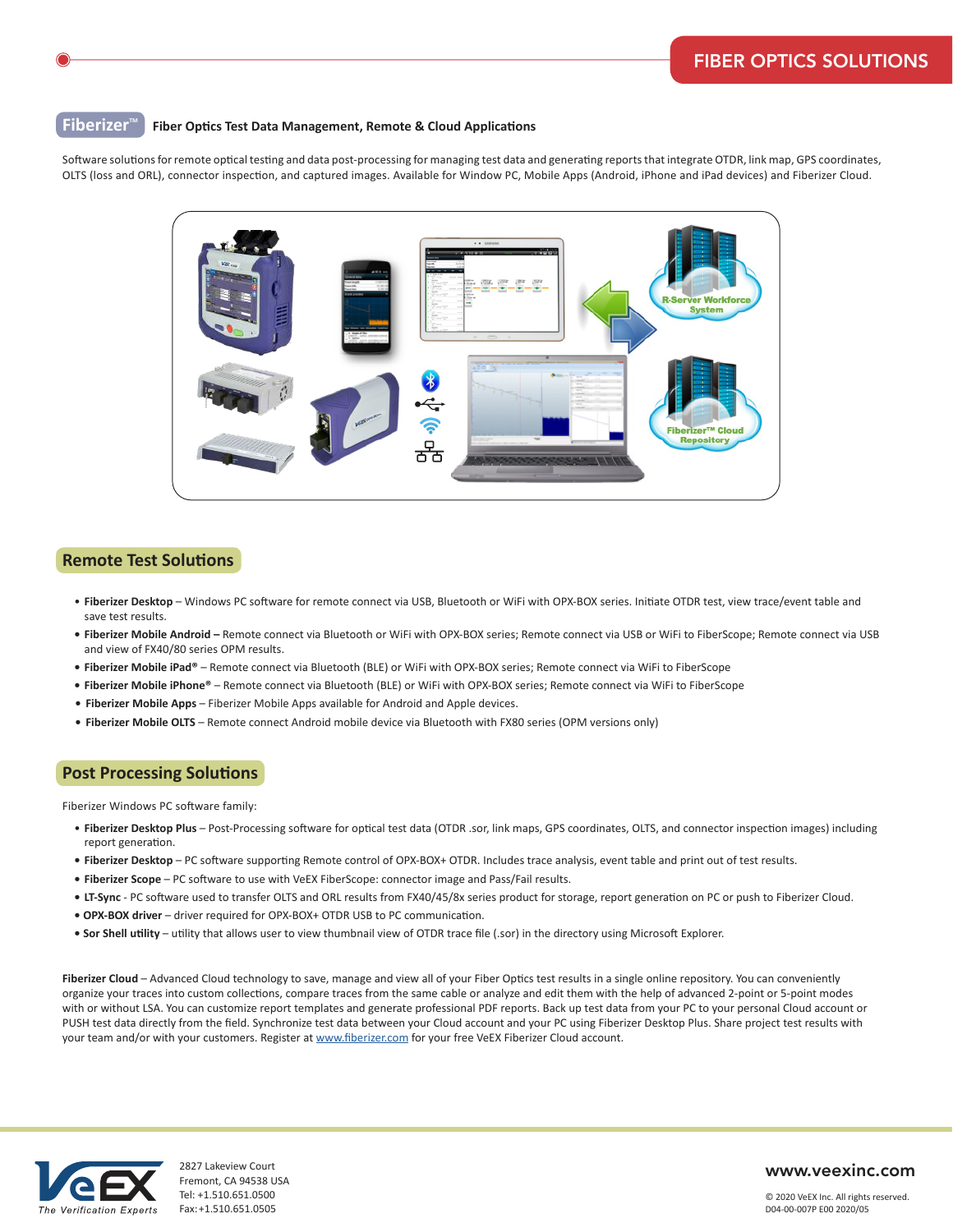FIBER OPTICS SOLUTIONS

## Fiberizer™ Fiber Optics Test Data Management, Remote & Cloud Applications

Software solutions for remote optical testing and data post-processing for managing test data and generating reports that integrate OTDR, link map, GPS coordinates, OLTS (loss and ORL), connector inspection, and captured images. Available for Window PC, Mobile Apps (Android, iPhone and iPad devices) and Fiberizer Cloud.

R-Server Workforce System

Fiberizer™ Cloud Repository

## Remote Test Solutions

- **Fiberizer Desktop** – Windows PC software for remote connect via USB, Bluetooth or WiFi with OPX-BOX series. Initiate OTDR test, view trace/event table and save test results.
- **Fiberizer Mobile Android –** Remote connect via Bluetooth or WiFi with OPX-BOX series; Remote connect via USB or WiFi to FiberScope; Remote connect via USB and view of FX40/80 series OPM results.
- **Fiberizer Mobile iPad®** – Remote connect via Bluetooth (BLE) or WiFi with OPX-BOX series; Remote connect via WiFi to FiberScope
- **Fiberizer Mobile iPhone®** – Remote connect via Bluetooth (BLE) or WiFi with OPX-BOX series; Remote connect via WiFi to FiberScope
- **Fiberizer Mobile Apps** – Fiberizer Mobile Apps available for Android and Apple devices.
- **Fiberizer Mobile OLTS** – Remote connect Android mobile device via Bluetooth with FX80 series (OPM versions only)

## Post Processing Solutions

Fiberizer Windows PC software family:

- **Fiberizer Desktop Plus** – Post-Processing software for optical test data (OTDR .sor, link maps, GPS coordinates, OLTS, and connector inspection images) including report generation.
- **Fiberizer Desktop** – PC software supporting Remote control of OPX-BOX+ OTDR. Includes trace analysis, event table and print out of test results.
- **Fiberizer Scope** – PC software to use with VeEX FiberScope: connector image and Pass/Fail results.
- **LT-Sync** - PC software used to transfer OLTS and ORL results from FX40/45/8x series product for storage, report generation on PC or push to Fiberizer Cloud.
- **OPX-BOX driver** – driver required for OPX-BOX+ OTDR USB to PC communication.
- **Sor Shell utility** – utility that allows user to view thumbnail view of OTDR trace file (.sor) in the directory using Microsoft Explorer.

**Fiberizer Cloud** – Advanced Cloud technology to save, manage and view all of your Fiber Optics test results in a single online repository. You can conveniently organize your traces into custom collections, compare traces from the same cable or analyze and edit them with the help of advanced 2-point or 5-point modes with or without LSA. You can customize report templates and generate professional PDF reports. Back up test data from your PC to your personal Cloud account or PUSH test data directly from the field. Synchronize test data between your Cloud account and your PC using Fiberizer Desktop Plus. Share project test results with your team and/or with your customers. Register at www.fiberizer.com for your free VeEX Fiberizer Cloud account.

VeEX The Verification Experts

2827 Lakeview Court
Fremont, CA 94538 USA
Tel: +1.510.651.0500
Fax:+1.510.651.0505

www.veexinc.com

© 2020 VeEX Inc. All rights reserved.
D04-00-007P E00 2020/05